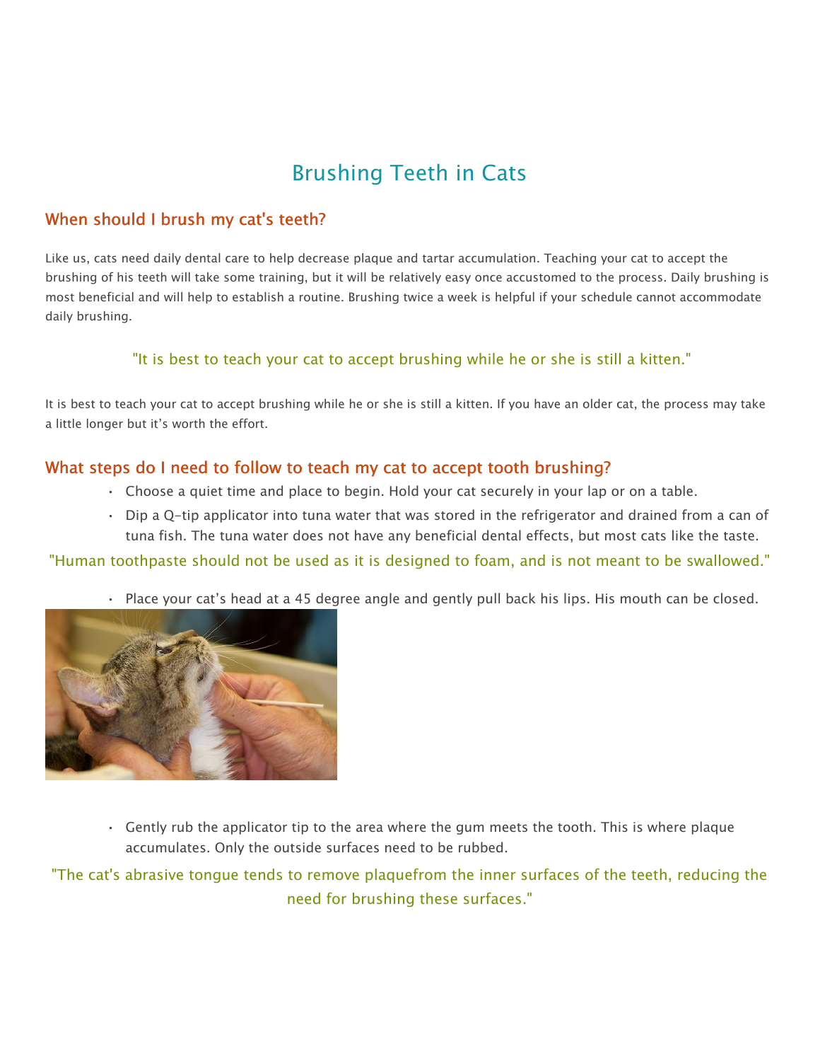# Brushing Teeth in Cats

## When should I brush my cat's teeth?

Like us, cats need daily dental care to help decrease plaque and tartar accumulation. Teaching your cat to accept the brushing of his teeth will take some training, but it will be relatively easy once accustomed to the process. Daily brushing is most beneficial and will help to establish a routine. Brushing twice a week is helpful if your schedule cannot accommodate daily brushing.

> "It is best to teach your cat to accept brushing while he or she is still a kitten."

It is best to teach your cat to accept brushing while he or she is still a kitten. If you have an older cat, the process may take a little longer but it's worth the effort.

## What steps do I need to follow to teach my cat to accept tooth brushing?

- Choose a quiet time and place to begin. Hold your cat securely in your lap or on a table.
- Dip a Q-tip applicator into tuna water that was stored in the refrigerator and drained from a can of tuna fish. The tuna water does not have any beneficial dental effects, but most cats like the taste.

> "Human toothpaste should not be used as it is designed to foam, and is not meant to be swallowed."

- Place your cat's head at a 45 degree angle and gently pull back his lips. His mouth can be closed.

- Gently rub the applicator tip to the area where the gum meets the tooth. This is where plaque accumulates. Only the outside surfaces need to be rubbed.

> "The cat's abrasive tongue tends to remove plaquefrom the inner surfaces of the teeth, reducing the need for brushing these surfaces."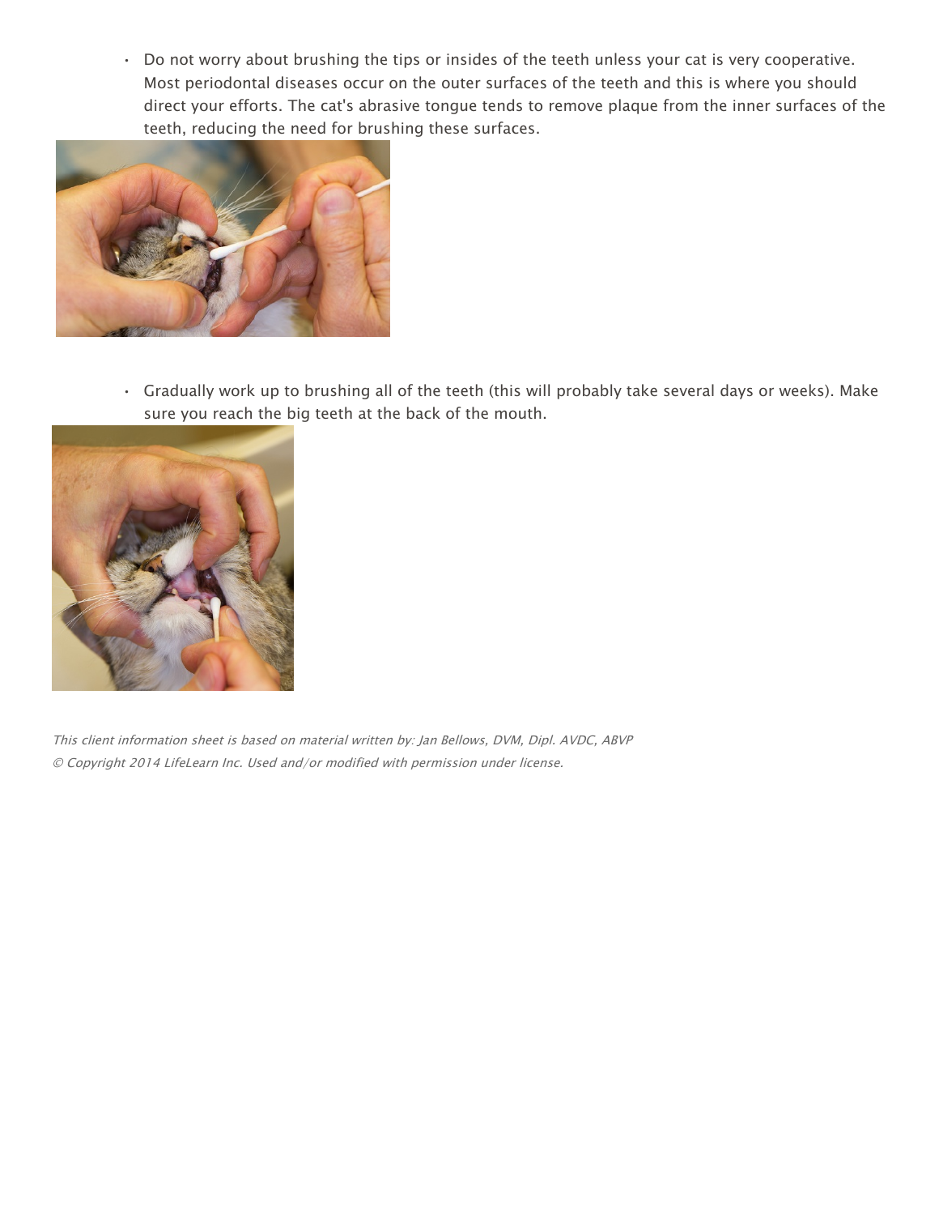- Do not worry about brushing the tips or insides of the teeth unless your cat is very cooperative. Most periodontal diseases occur on the outer surfaces of the teeth and this is where you should direct your efforts. The cat's abrasive tongue tends to remove plaque from the inner surfaces of the teeth, reducing the need for brushing these surfaces.

- Gradually work up to brushing all of the teeth (this will probably take several days or weeks). Make sure you reach the big teeth at the back of the mouth.

*This client information sheet is based on material written by: Jan Bellows, DVM, Dipl. AVDC, ABVP*

*© Copyright 2014 LifeLearn Inc. Used and/or modified with permission under license.*